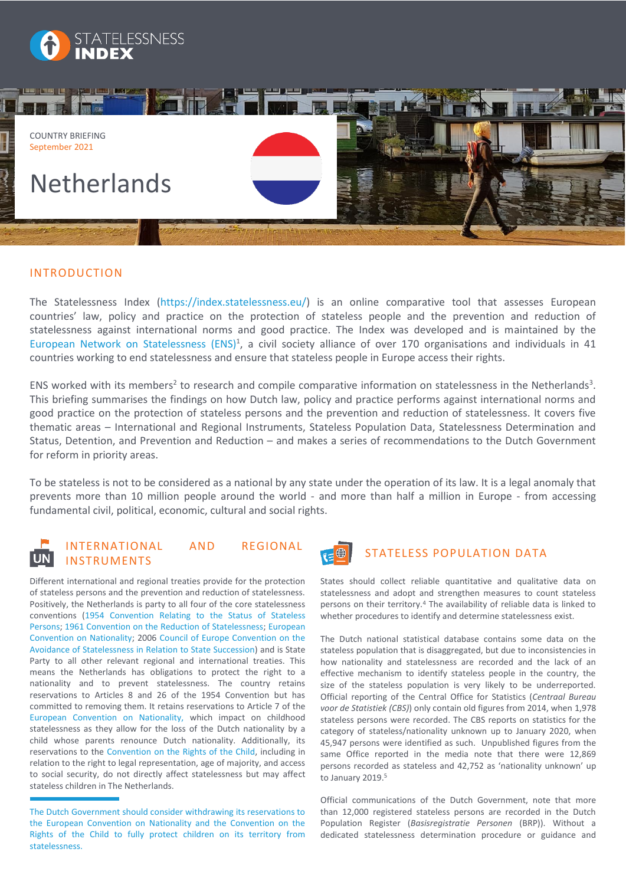STATELESSNESS INDEX

COUNTRY BRIEFING
September 2021

# Netherlands

## INTRODUCTION

The Statelessness Index (https://index.statelessness.eu/) is an online comparative tool that assesses European countries' law, policy and practice on the protection of stateless people and the prevention and reduction of statelessness against international norms and good practice. The Index was developed and is maintained by the European Network on Statelessness (ENS)[1], a civil society alliance of over 170 organisations and individuals in 41 countries working to end statelessness and ensure that stateless people in Europe access their rights.

ENS worked with its members[2] to research and compile comparative information on statelessness in the Netherlands[3]. This briefing summarises the findings on how Dutch law, policy and practice performs against international norms and good practice on the protection of stateless persons and the prevention and reduction of statelessness. It covers five thematic areas – International and Regional Instruments, Stateless Population Data, Statelessness Determination and Status, Detention, and Prevention and Reduction – and makes a series of recommendations to the Dutch Government for reform in priority areas.

To be stateless is not to be considered as a national by any state under the operation of its law. It is a legal anomaly that prevents more than 10 million people around the world - and more than half a million in Europe - from accessing fundamental civil, political, economic, cultural and social rights.

## INTERNATIONAL AND REGIONAL INSTRUMENTS

Different international and regional treaties provide for the protection of stateless persons and the prevention and reduction of statelessness. Positively, the Netherlands is party to all four of the core statelessness conventions (1954 Convention Relating to the Status of Stateless Persons; 1961 Convention on the Reduction of Statelessness; European Convention on Nationality; 2006 Council of Europe Convention on the Avoidance of Statelessness in Relation to State Succession) and is State Party to all other relevant regional and international treaties. This means the Netherlands has obligations to protect the right to a nationality and to prevent statelessness. The country retains reservations to Articles 8 and 26 of the 1954 Convention but has committed to removing them. It retains reservations to Article 7 of the European Convention on Nationality, which impact on childhood statelessness as they allow for the loss of the Dutch nationality by a child whose parents renounce Dutch nationality. Additionally, its reservations to the Convention on the Rights of the Child, including in relation to the right to legal representation, age of majority, and access to social security, do not directly affect statelessness but may affect stateless children in The Netherlands.

The Dutch Government should consider withdrawing its reservations to the European Convention on Nationality and the Convention on the Rights of the Child to fully protect children on its territory from statelessness.

## STATELESS POPULATION DATA

States should collect reliable quantitative and qualitative data on statelessness and adopt and strengthen measures to count stateless persons on their territory.[4] The availability of reliable data is linked to whether procedures to identify and determine statelessness exist.

The Dutch national statistical database contains some data on the stateless population that is disaggregated, but due to inconsistencies in how nationality and statelessness are recorded and the lack of an effective mechanism to identify stateless people in the country, the size of the stateless population is very likely to be underreported. Official reporting of the Central Office for Statistics (*Centraal Bureau voor de Statistiek (CBS)*) only contain old figures from 2014, when 1,978 stateless persons were recorded. The CBS reports on statistics for the category of stateless/nationality unknown up to January 2020, when 45,947 persons were identified as such. Unpublished figures from the same Office reported in the media note that there were 12,869 persons recorded as stateless and 42,752 as 'nationality unknown' up to January 2019.[5]

Official communications of the Dutch Government, note that more than 12,000 registered stateless persons are recorded in the Dutch Population Register (*Basisregistratie Personen* (BRP)). Without a dedicated statelessness determination procedure or guidance and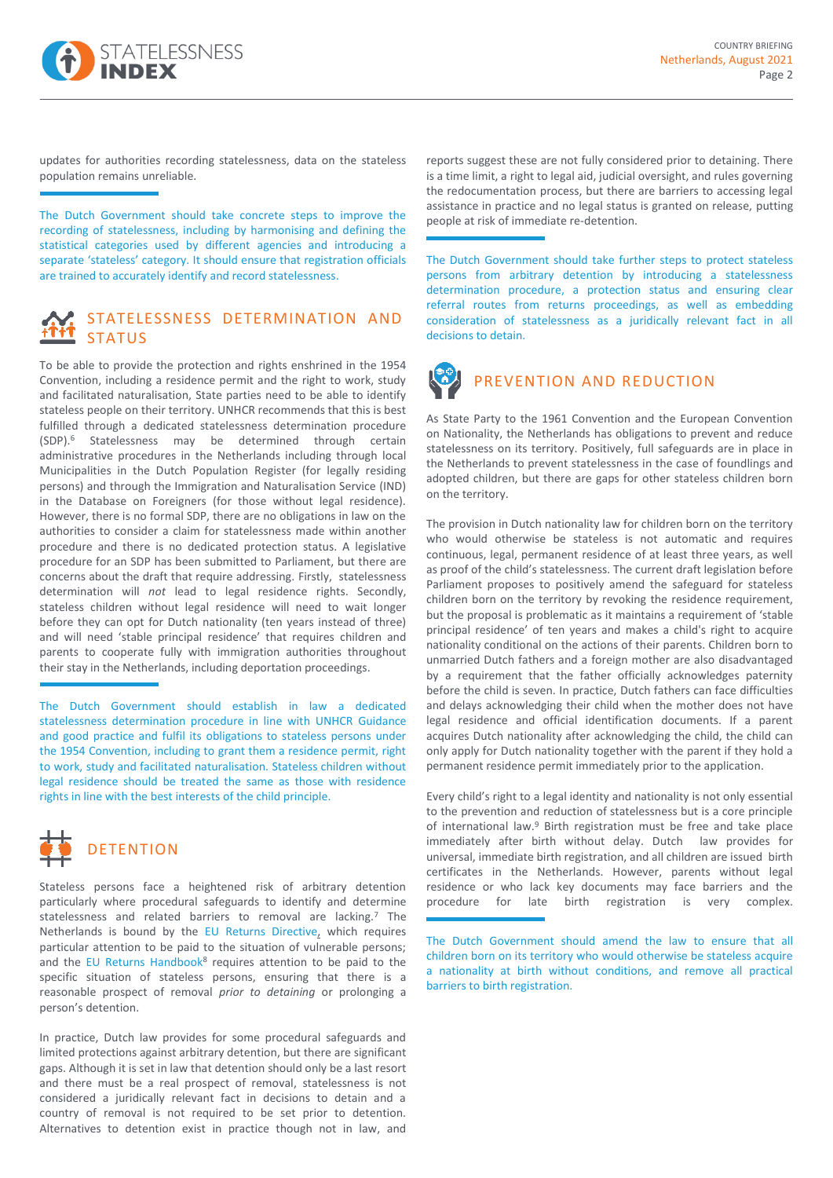updates for authorities recording statelessness, data on the stateless population remains unreliable.

The Dutch Government should take concrete steps to improve the recording of statelessness, including by harmonising and defining the statistical categories used by different agencies and introducing a separate 'stateless' category. It should ensure that registration officials are trained to accurately identify and record statelessness.

## STATELESSNESS DETERMINATION AND STATUS

To be able to provide the protection and rights enshrined in the 1954 Convention, including a residence permit and the right to work, study and facilitated naturalisation, State parties need to be able to identify stateless people on their territory. UNHCR recommends that this is best fulfilled through a dedicated statelessness determination procedure (SDP).[6] Statelessness may be determined through certain administrative procedures in the Netherlands including through local Municipalities in the Dutch Population Register (for legally residing persons) and through the Immigration and Naturalisation Service (IND) in the Database on Foreigners (for those without legal residence). However, there is no formal SDP, there are no obligations in law on the authorities to consider a claim for statelessness made within another procedure and there is no dedicated protection status. A legislative procedure for an SDP has been submitted to Parliament, but there are concerns about the draft that require addressing. Firstly, statelessness determination will *not* lead to legal residence rights. Secondly, stateless children without legal residence will need to wait longer before they can opt for Dutch nationality (ten years instead of three) and will need 'stable principal residence' that requires children and parents to cooperate fully with immigration authorities throughout their stay in the Netherlands, including deportation proceedings.

The Dutch Government should establish in law a dedicated statelessness determination procedure in line with UNHCR Guidance and good practice and fulfil its obligations to stateless persons under the 1954 Convention, including to grant them a residence permit, right to work, study and facilitated naturalisation. Stateless children without legal residence should be treated the same as those with residence rights in line with the best interests of the child principle.

## DETENTION

Stateless persons face a heightened risk of arbitrary detention particularly where procedural safeguards to identify and determine statelessness and related barriers to removal are lacking.[7] The Netherlands is bound by the EU Returns Directive, which requires particular attention to be paid to the situation of vulnerable persons; and the EU Returns Handbook[8] requires attention to be paid to the specific situation of stateless persons, ensuring that there is a reasonable prospect of removal *prior to detaining* or prolonging a person's detention.

In practice, Dutch law provides for some procedural safeguards and limited protections against arbitrary detention, but there are significant gaps. Although it is set in law that detention should only be a last resort and there must be a real prospect of removal, statelessness is not considered a juridically relevant fact in decisions to detain and a country of removal is not required to be set prior to detention. Alternatives to detention exist in practice though not in law, and reports suggest these are not fully considered prior to detaining. There is a time limit, a right to legal aid, judicial oversight, and rules governing the redocumentation process, but there are barriers to accessing legal assistance in practice and no legal status is granted on release, putting people at risk of immediate re-detention.

The Dutch Government should take further steps to protect stateless persons from arbitrary detention by introducing a statelessness determination procedure, a protection status and ensuring clear referral routes from returns proceedings, as well as embedding consideration of statelessness as a juridically relevant fact in all decisions to detain.

## PREVENTION AND REDUCTION

As State Party to the 1961 Convention and the European Convention on Nationality, the Netherlands has obligations to prevent and reduce statelessness on its territory. Positively, full safeguards are in place in the Netherlands to prevent statelessness in the case of foundlings and adopted children, but there are gaps for other stateless children born on the territory.

The provision in Dutch nationality law for children born on the territory who would otherwise be stateless is not automatic and requires continuous, legal, permanent residence of at least three years, as well as proof of the child's statelessness. The current draft legislation before Parliament proposes to positively amend the safeguard for stateless children born on the territory by revoking the residence requirement, but the proposal is problematic as it maintains a requirement of 'stable principal residence' of ten years and makes a child's right to acquire nationality conditional on the actions of their parents. Children born to unmarried Dutch fathers and a foreign mother are also disadvantaged by a requirement that the father officially acknowledges paternity before the child is seven. In practice, Dutch fathers can face difficulties and delays acknowledging their child when the mother does not have legal residence and official identification documents. If a parent acquires Dutch nationality after acknowledging the child, the child can only apply for Dutch nationality together with the parent if they hold a permanent residence permit immediately prior to the application.

Every child's right to a legal identity and nationality is not only essential to the prevention and reduction of statelessness but is a core principle of international law.[9] Birth registration must be free and take place immediately after birth without delay. Dutch law provides for universal, immediate birth registration, and all children are issued birth certificates in the Netherlands. However, parents without legal residence or who lack key documents may face barriers and the procedure for late birth registration is very complex.

The Dutch Government should amend the law to ensure that all children born on its territory who would otherwise be stateless acquire a nationality at birth without conditions, and remove all practical barriers to birth registration.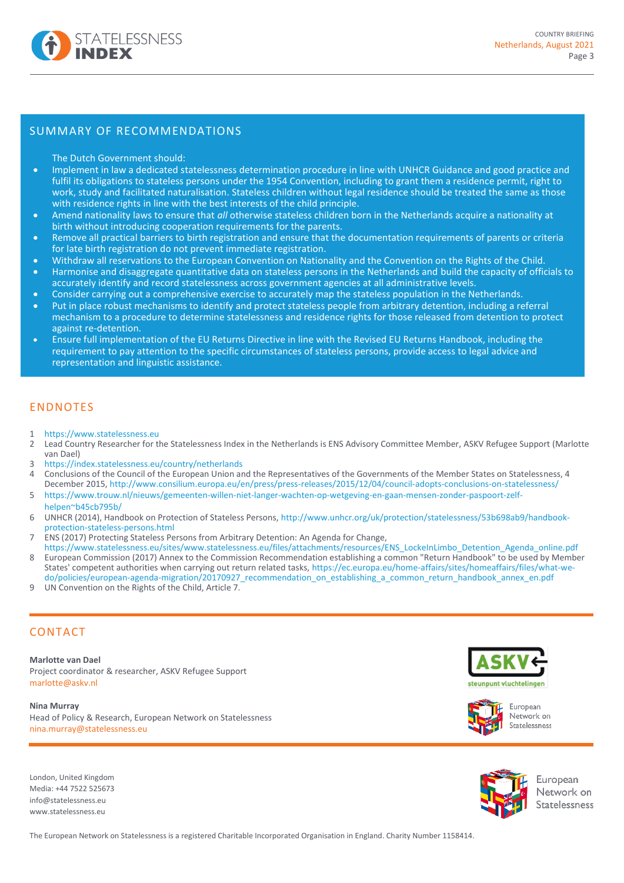## SUMMARY OF RECOMMENDATIONS

The Dutch Government should:

- Implement in law a dedicated statelessness determination procedure in line with UNHCR Guidance and good practice and fulfil its obligations to stateless persons under the 1954 Convention, including to grant them a residence permit, right to work, study and facilitated naturalisation. Stateless children without legal residence should be treated the same as those with residence rights in line with the best interests of the child principle.
- Amend nationality laws to ensure that *all* otherwise stateless children born in the Netherlands acquire a nationality at birth without introducing cooperation requirements for the parents.
- Remove all practical barriers to birth registration and ensure that the documentation requirements of parents or criteria for late birth registration do not prevent immediate registration.
- Withdraw all reservations to the European Convention on Nationality and the Convention on the Rights of the Child.
- Harmonise and disaggregate quantitative data on stateless persons in the Netherlands and build the capacity of officials to accurately identify and record statelessness across government agencies at all administrative levels.
- Consider carrying out a comprehensive exercise to accurately map the stateless population in the Netherlands.
- Put in place robust mechanisms to identify and protect stateless people from arbitrary detention, including a referral mechanism to a procedure to determine statelessness and residence rights for those released from detention to protect against re-detention.
- Ensure full implementation of the EU Returns Directive in line with the Revised EU Returns Handbook, including the requirement to pay attention to the specific circumstances of stateless persons, provide access to legal advice and representation and linguistic assistance.

## ENDNOTES

1. https://www.statelessness.eu
2. Lead Country Researcher for the Statelessness Index in the Netherlands is ENS Advisory Committee Member, ASKV Refugee Support (Marlotte van Dael)
3. https://index.statelessness.eu/country/netherlands
4. Conclusions of the Council of the European Union and the Representatives of the Governments of the Member States on Statelessness, 4 December 2015, http://www.consilium.europa.eu/en/press/press-releases/2015/12/04/council-adopts-conclusions-on-statelessness/
5. https://www.trouw.nl/nieuws/gemeenten-willen-niet-langer-wachten-op-wetgeving-en-gaan-mensen-zonder-paspoort-zelf-helpen~b45cb795b/
6. UNHCR (2014), Handbook on Protection of Stateless Persons, http://www.unhcr.org/uk/protection/statelessness/53b698ab9/handbook-protection-stateless-persons.html
7. ENS (2017) Protecting Stateless Persons from Arbitrary Detention: An Agenda for Change, https://www.statelessness.eu/sites/www.statelessness.eu/files/attachments/resources/ENS_LockeInLimbo_Detention_Agenda_online.pdf
8. European Commission (2017) Annex to the Commission Recommendation establishing a common "Return Handbook" to be used by Member States' competent authorities when carrying out return related tasks, https://ec.europa.eu/home-affairs/sites/homeaffairs/files/what-we-do/policies/european-agenda-migration/20170927_recommendation_on_establishing_a_common_return_handbook_annex_en.pdf
9. UN Convention on the Rights of the Child, Article 7.

## CONTACT

**Marlotte van Dael**
Project coordinator & researcher, ASKV Refugee Support
marlotte@askv.nl

**Nina Murray**
Head of Policy & Research, European Network on Statelessness
nina.murray@statelessness.eu

London, United Kingdom
Media: +44 7522 525673
info@statelessness.eu
www.statelessness.eu

The European Network on Statelessness is a registered Charitable Incorporated Organisation in England. Charity Number 1158414.